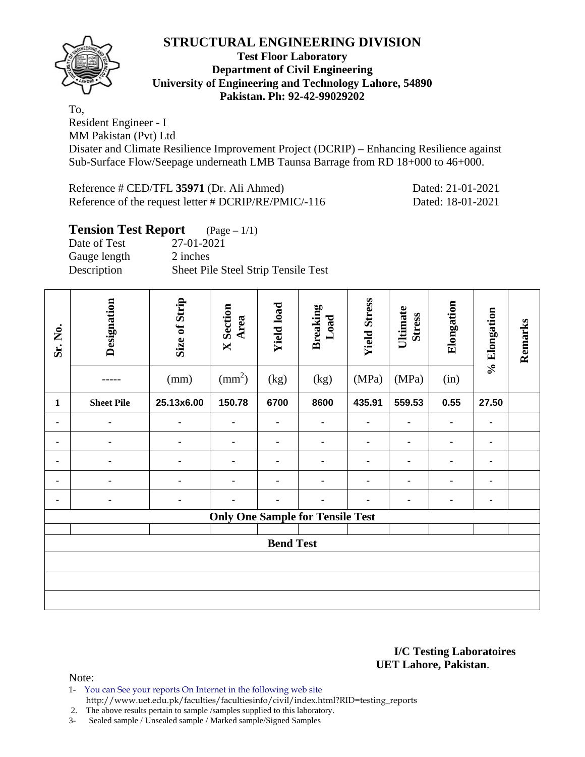# STRUCTURAL ENGINEERING DIVISION

**Test Floor Laboratory**
**Department of Civil Engineering**
**University of Engineering and Technology Lahore, 54890**
**Pakistan. Ph: 92-42-99029202**

To,
Resident Engineer - I
MM Pakistan (Pvt) Ltd
Disater and Climate Resilience Improvement Project (DCRIP) – Enhancing Resilience against Sub-Surface Flow/Seepage underneath LMB Taunsa Barrage from RD 18+000 to 46+000.

Reference # CED/TFL **35971** (Dr. Ali Ahmed) Dated: 21-01-2021
Reference of the request letter # DCRIP/RE/PMIC/-116 Dated: 18-01-2021

## Tension Test Report (Page – 1/1)

Date of Test 27-01-2021
Gauge length 2 inches
Description Sheet Pile Steel Strip Tensile Test

| Sr. No. | Designation | Size of Strip | X Section Area | Yield load | Breaking Load | Yield Stress | Ultimate Stress | Elongation | % Elongation | Remarks |
|---|---|---|---|---|---|---|---|---|---|---|
| | ----- | (mm) | ($mm^2$) | (kg) | (kg) | (MPa) | (MPa) | (in) | | |
| **1** | **Sheet Pile** | **25.13x6.00** | **150.78** | **6700** | **8600** | **435.91** | **559.53** | **0.55** | **27.50** | |
| - | - | - | - | - | - | - | - | - | - | |
| - | - | - | - | - | - | - | - | - | - | |
| - | - | - | - | - | - | - | - | - | - | |
| - | - | - | - | - | - | - | - | - | - | |
| - | - | - | - | - | - | - | - | - | - | |
| **Only One Sample for Tensile Test** | | | | | | | | | | |
| | | | | | | | | | | |
| **Bend Test** | | | | | | | | | | |
| | | | | | | | | | | |
| | | | | | | | | | | |
| | | | | | | | | | | |

**I/C Testing Laboratoires**
**UET Lahore, Pakistan**.

Note:

1- You can See your reports On Internet in the following web site
http://www.uet.edu.pk/faculties/facultiesinfo/civil/index.html?RID=testing_reports
2. The above results pertain to sample /samples supplied to this laboratory.
3- Sealed sample / Unsealed sample / Marked sample/Signed Samples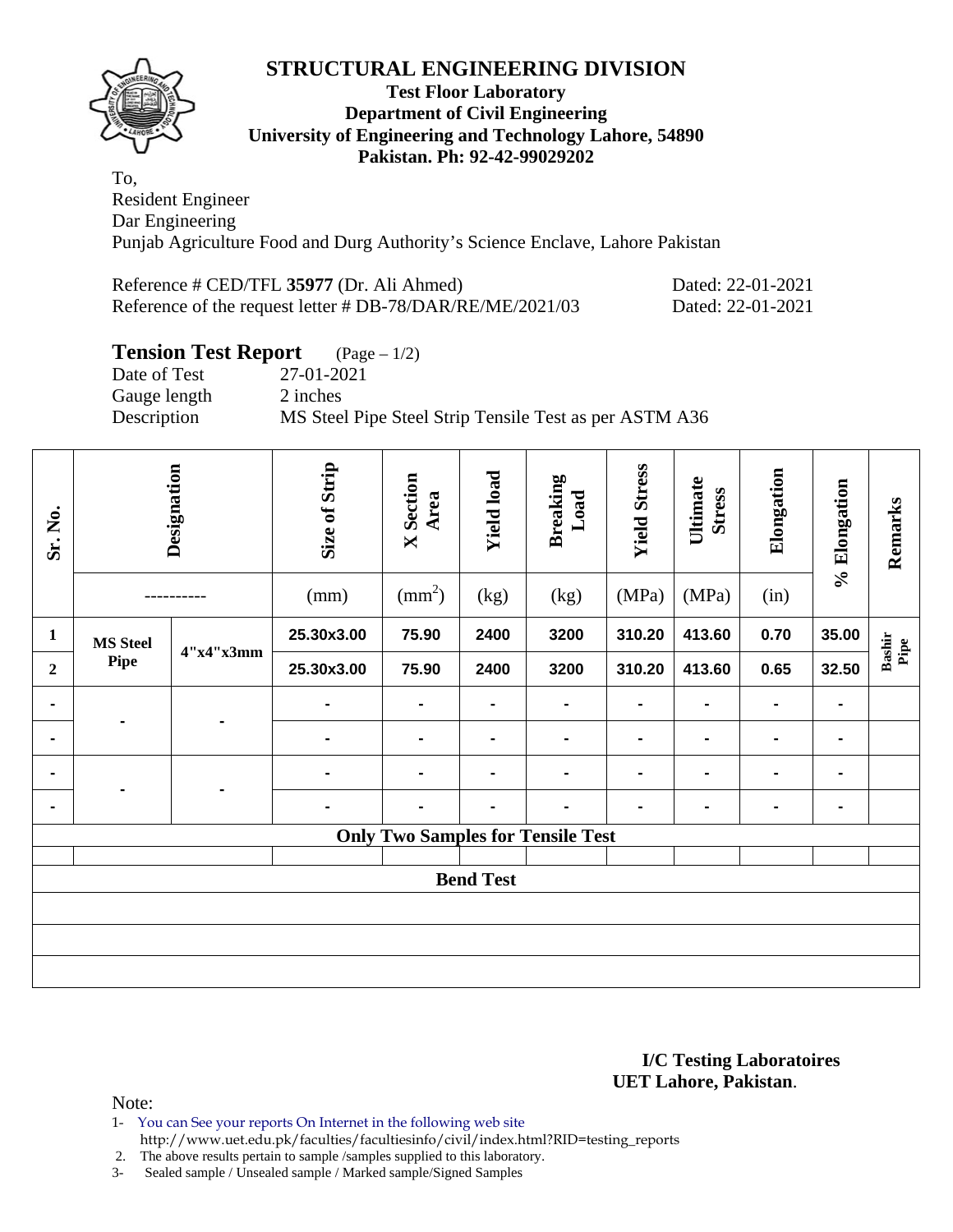# STRUCTURAL ENGINEERING DIVISION

**Test Floor Laboratory**
**Department of Civil Engineering**
**University of Engineering and Technology Lahore, 54890**
**Pakistan. Ph: 92-42-99029202**

To,
Resident Engineer
Dar Engineering
Punjab Agriculture Food and Durg Authority's Science Enclave, Lahore Pakistan

Reference # CED/TFL **35977** (Dr. Ali Ahmed) Dated: 22-01-2021
Reference of the request letter # DB-78/DAR/RE/ME/2021/03 Dated: 22-01-2021

## Tension Test Report (Page – 1/2)

Date of Test 27-01-2021
Gauge length 2 inches
Description MS Steel Pipe Steel Strip Tensile Test as per ASTM A36

| Sr. No. | Designation | | Size of Strip | X Section Area | Yield load | Breaking Load | Yield Stress | Ultimate Stress | Elongation | % Elongation | Remarks |
|---|---|---|---|---|---|---|---|---|---|---|---|
| | ---------- | | (mm) | ($mm^2$) | (kg) | (kg) | (MPa) | (MPa) | (in) | | |
| **1** | **MS Steel Pipe** | **4"x4"x3mm** | **25.30x3.00** | **75.90** | **2400** | **3200** | **310.20** | **413.60** | **0.70** | **35.00** | **Bashir Pipe** |
| **2** | | | **25.30x3.00** | **75.90** | **2400** | **3200** | **310.20** | **413.60** | **0.65** | **32.50** | |
| - | - | - | - | - | - | - | - | - | - | - | |
| - | | | - | - | - | - | - | - | - | - | |
| - | - | - | - | - | - | - | - | - | - | - | |
| - | | | - | - | - | - | - | - | - | - | |
| **Only Two Samples for Tensile Test** | | | | | | | | | | | |
| | | | | | | | | | | | |
| **Bend Test** | | | | | | | | | | | |
| | | | | | | | | | | | |
| | | | | | | | | | | | |
| | | | | | | | | | | | |

**I/C Testing Laboratoires**
**UET Lahore, Pakistan**.

Note:

1- You can See your reports On Internet in the following web site
http://www.uet.edu.pk/faculties/facultiesinfo/civil/index.html?RID=testing_reports
2. The above results pertain to sample /samples supplied to this laboratory.
3- Sealed sample / Unsealed sample / Marked sample/Signed Samples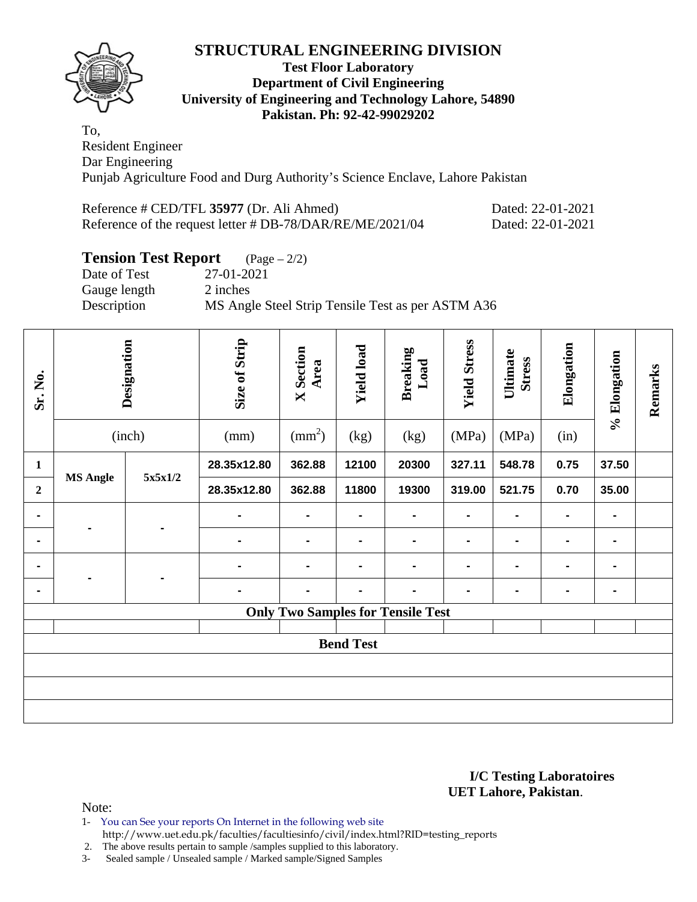# STRUCTURAL ENGINEERING DIVISION

**Test Floor Laboratory**
**Department of Civil Engineering**
**University of Engineering and Technology Lahore, 54890**
**Pakistan. Ph: 92-42-99029202**

To,
Resident Engineer
Dar Engineering
Punjab Agriculture Food and Durg Authority's Science Enclave, Lahore Pakistan

Reference # CED/TFL **35977** (Dr. Ali Ahmed) Dated: 22-01-2021
Reference of the request letter # DB-78/DAR/RE/ME/2021/04 Dated: 22-01-2021

## Tension Test Report (Page – 2/2)

Date of Test 27-01-2021
Gauge length 2 inches
Description MS Angle Steel Strip Tensile Test as per ASTM A36

| Sr. No. | Designation | | Size of Strip | X Section Area | Yield load | Breaking Load | Yield Stress | Ultimate Stress | Elongation | % Elongation | Remarks |
|---|---|---|---|---|---|---|---|---|---|---|---|
| | (inch) | | (mm) | ($mm^2$) | (kg) | (kg) | (MPa) | (MPa) | (in) | | |
| **1** | **MS Angle** | **5x5x1/2** | **28.35x12.80** | **362.88** | **12100** | **20300** | **327.11** | **548.78** | **0.75** | **37.50** | |
| **2** | | | **28.35x12.80** | **362.88** | **11800** | **19300** | **319.00** | **521.75** | **0.70** | **35.00** | |
| - | - | - | - | - | - | - | - | - | - | - | |
| - | | | - | - | - | - | - | - | - | - | |
| - | - | - | - | - | - | - | - | - | - | - | |
| - | | | - | - | - | - | - | - | - | - | |
| **Only Two Samples for Tensile Test** | | | | | | | | | | | |
| | | | | | | | | | | | |
| **Bend Test** | | | | | | | | | | | |
| | | | | | | | | | | | |
| | | | | | | | | | | | |
| | | | | | | | | | | | |

**I/C Testing Laboratoires**
**UET Lahore, Pakistan**.

Note:

1- You can See your reports On Internet in the following web site
http://www.uet.edu.pk/faculties/facultiesinfo/civil/index.html?RID=testing_reports

2. The above results pertain to sample /samples supplied to this laboratory.

3- Sealed sample / Unsealed sample / Marked sample/Signed Samples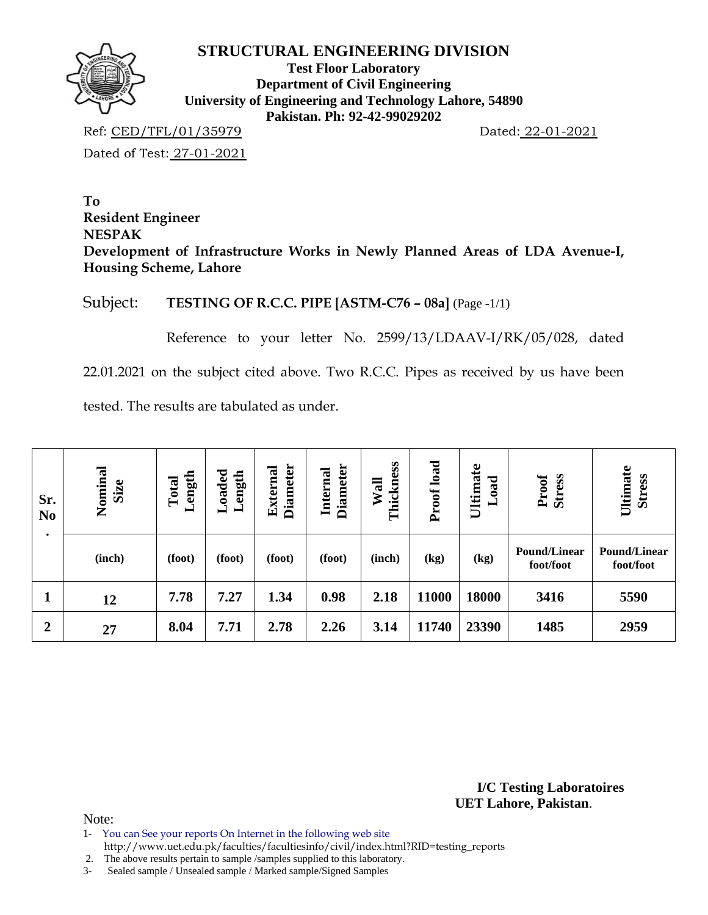# STRUCTURAL ENGINEERING DIVISION

**Test Floor Laboratory**
**Department of Civil Engineering**
**University of Engineering and Technology Lahore, 54890**
**Pakistan. Ph: 92-42-99029202**

Ref: CED/TFL/01/35979 Dated: 22-01-2021

Dated of Test: 27-01-2021

**To**
**Resident Engineer**
**NESPAK**
**Development of Infrastructure Works in Newly Planned Areas of LDA Avenue-I, Housing Scheme, Lahore**

Subject: **TESTING OF R.C.C. PIPE [ASTM-C76 – 08a]** (Page -1/1)

Reference to your letter No. 2599/13/LDAAV-I/RK/05/028, dated 22.01.2021 on the subject cited above. Two R.C.C. Pipes as received by us have been tested. The results are tabulated as under.

| Sr. No. | Nominal Size | Total Length | Loaded Length | External Diameter | Internal Diameter | Wall Thickness | Proof load | Ultimate Load | Proof Stress | Ultimate Stress |
|---|---|---|---|---|---|---|---|---|---|---|
| | (inch) | (foot) | (foot) | (foot) | (foot) | (inch) | (kg) | (kg) | Pound/Linear foot/foot | Pound/Linear foot/foot |
| **1** | **12** | **7.78** | **7.27** | **1.34** | **0.98** | **2.18** | **11000** | **18000** | **3416** | **5590** |
| **2** | **27** | **8.04** | **7.71** | **2.78** | **2.26** | **3.14** | **11740** | **23390** | **1485** | **2959** |

**I/C Testing Laboratoires**
**UET Lahore, Pakistan**.

Note:

1- You can See your reports On Internet in the following web site http://www.uet.edu.pk/faculties/facultiesinfo/civil/index.html?RID=testing_reports
2. The above results pertain to sample /samples supplied to this laboratory.
3- Sealed sample / Unsealed sample / Marked sample/Signed Samples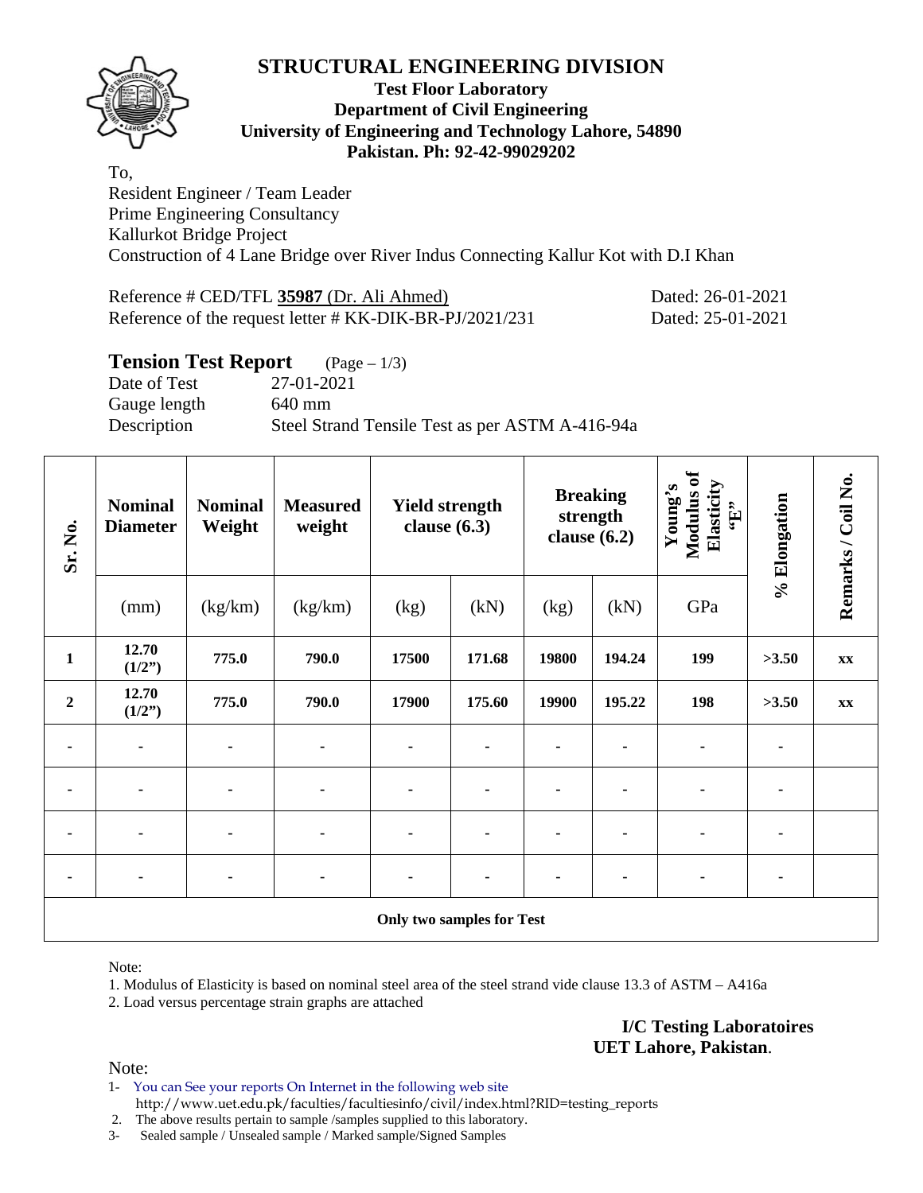# STRUCTURAL ENGINEERING DIVISION

**Test Floor Laboratory**
**Department of Civil Engineering**
**University of Engineering and Technology Lahore, 54890**
**Pakistan. Ph: 92-42-99029202**

To,
Resident Engineer / Team Leader
Prime Engineering Consultancy
Kallurkot Bridge Project
Construction of 4 Lane Bridge over River Indus Connecting Kallur Kot with D.I Khan

Reference # CED/TFL **35987** (Dr. Ali Ahmed) Dated: 26-01-2021
Reference of the request letter # KK-DIK-BR-PJ/2021/231 Dated: 25-01-2021

## Tension Test Report (Page – 1/3)

Date of Test 27-01-2021
Gauge length 640 mm
Description Steel Strand Tensile Test as per ASTM A-416-94a

| Sr. No. | Nominal Diameter | Nominal Weight | Measured weight | Yield strength clause (6.3) | | Breaking strength clause (6.2) | | Young's Modulus of Elasticity "E" | % Elongation | Remarks / Coil No. |
|---|---|---|---|---|---|---|---|---|---|---|
| | (mm) | (kg/km) | (kg/km) | (kg) | (kN) | (kg) | (kN) | GPa | | |
| **1** | **12.70 (1/2")** | **775.0** | **790.0** | **17500** | **171.68** | **19800** | **194.24** | **199** | **>3.50** | **xx** |
| **2** | **12.70 (1/2")** | **775.0** | **790.0** | **17900** | **175.60** | **19900** | **195.22** | **198** | **>3.50** | **xx** |
| - | - | - | - | - | - | - | - | - | - | |
| - | - | - | - | - | - | - | - | - | - | |
| - | - | - | - | - | - | - | - | - | - | |
| - | - | - | - | - | - | - | - | - | - | |
| **Only two samples for Test** | | | | | | | | | | |

Note:

1. Modulus of Elasticity is based on nominal steel area of the steel strand vide clause 13.3 of ASTM – A416a
2. Load versus percentage strain graphs are attached

**I/C Testing Laboratoires**
**UET Lahore, Pakistan**.

Note:

1- You can See your reports On Internet in the following web site
http://www.uet.edu.pk/faculties/facultiesinfo/civil/index.html?RID=testing_reports
2. The above results pertain to sample /samples supplied to this laboratory.
3- Sealed sample / Unsealed sample / Marked sample/Signed Samples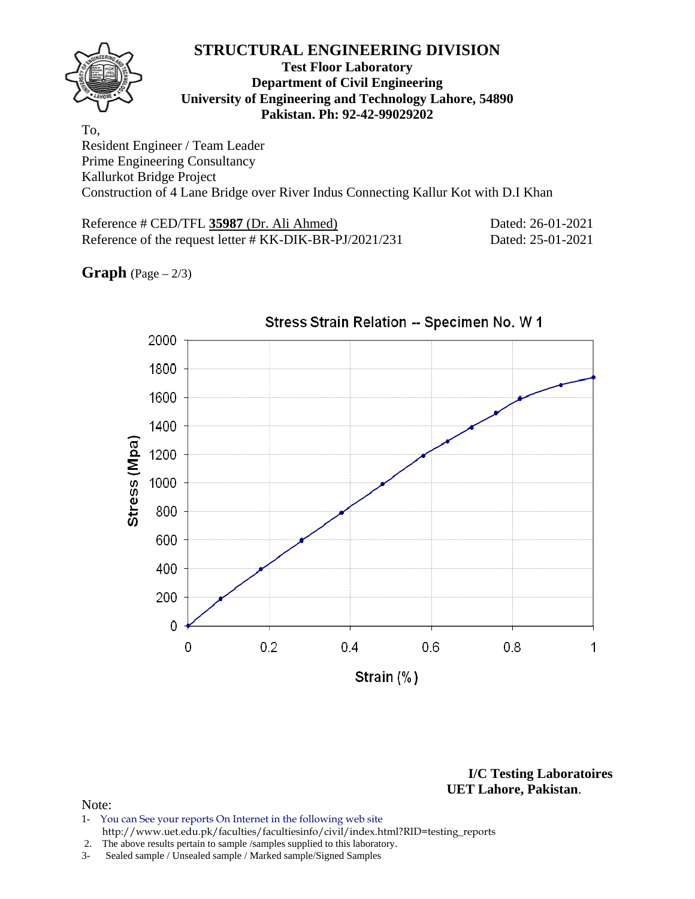# STRUCTURAL ENGINEERING DIVISION

**Test Floor Laboratory**
**Department of Civil Engineering**
**University of Engineering and Technology Lahore, 54890**
**Pakistan. Ph: 92-42-99029202**

To,
Resident Engineer / Team Leader
Prime Engineering Consultancy
Kallurkot Bridge Project
Construction of 4 Lane Bridge over River Indus Connecting Kallur Kot with D.I Khan

Reference # CED/TFL **35987** (Dr. Ali Ahmed) Dated: 26-01-2021
Reference of the request letter # KK-DIK-BR-PJ/2021/231 Dated: 25-01-2021

**Graph** (Page – 2/3)

Stress Strain Relation -- Specimen No. W 1

Stress (Mpa) vs. Strain (%)

**I/C Testing Laboratoires**
**UET Lahore, Pakistan**.

Note:
1- You can See your reports On Internet in the following web site
http://www.uet.edu.pk/faculties/facultiesinfo/civil/index.html?RID=testing_reports
2. The above results pertain to sample /samples supplied to this laboratory.
3- Sealed sample / Unsealed sample / Marked sample/Signed Samples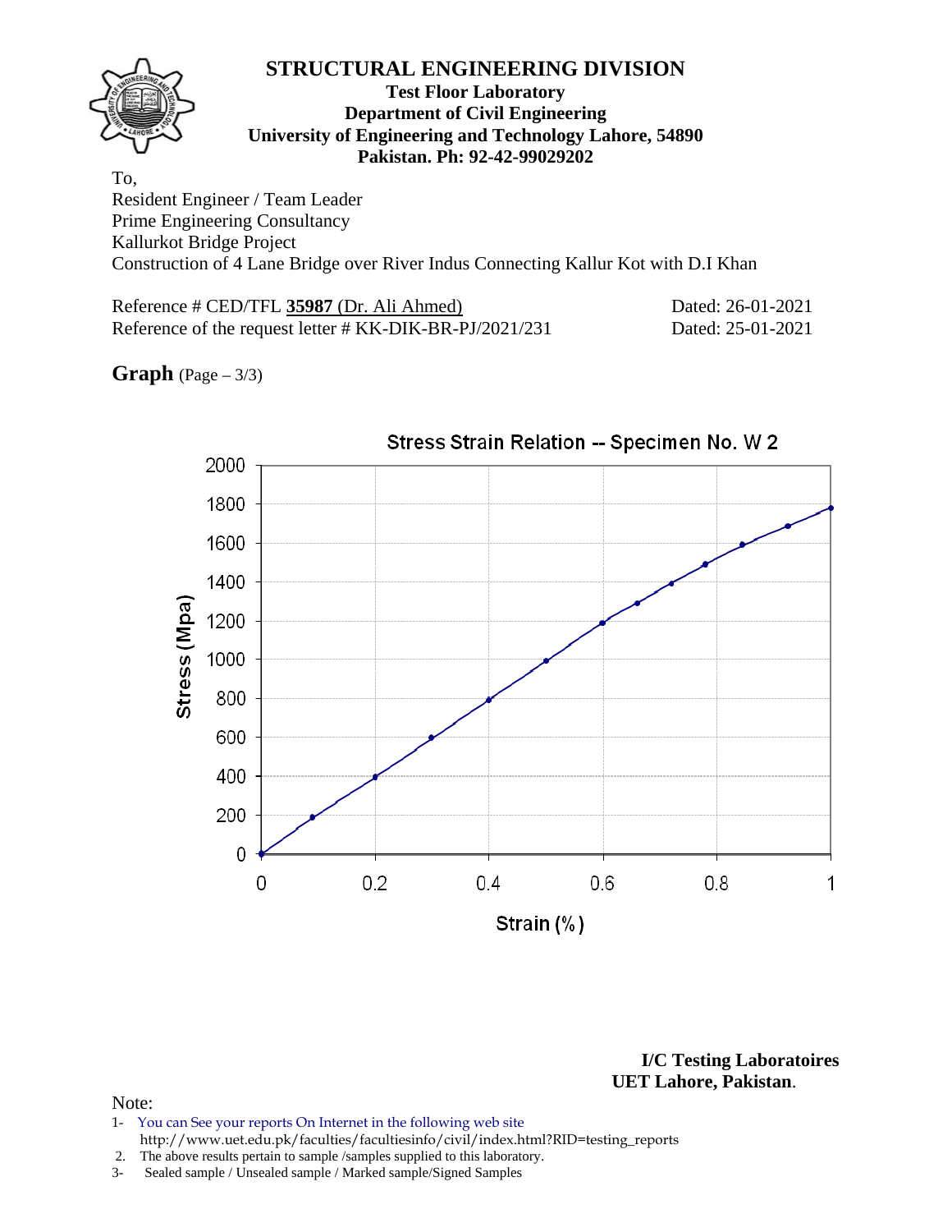# STRUCTURAL ENGINEERING DIVISION

**Test Floor Laboratory**
**Department of Civil Engineering**
**University of Engineering and Technology Lahore, 54890**
**Pakistan. Ph: 92-42-99029202**

To,
Resident Engineer / Team Leader
Prime Engineering Consultancy
Kallurkot Bridge Project
Construction of 4 Lane Bridge over River Indus Connecting Kallur Kot with D.I Khan

Reference # CED/TFL **35987** (Dr. Ali Ahmed) Dated: 26-01-2021
Reference of the request letter # KK-DIK-BR-PJ/2021/231 Dated: 25-01-2021

**Graph** (Page – 3/3)

Stress Strain Relation -- Specimen No. W 2

Stress (Mpa)

Strain (%)

**I/C Testing Laboratoires**
**UET Lahore, Pakistan**.

Note:
1- You can See your reports On Internet in the following web site
http://www.uet.edu.pk/faculties/facultiesinfo/civil/index.html?RID=testing_reports
2. The above results pertain to sample /samples supplied to this laboratory.
3- Sealed sample / Unsealed sample / Marked sample/Signed Samples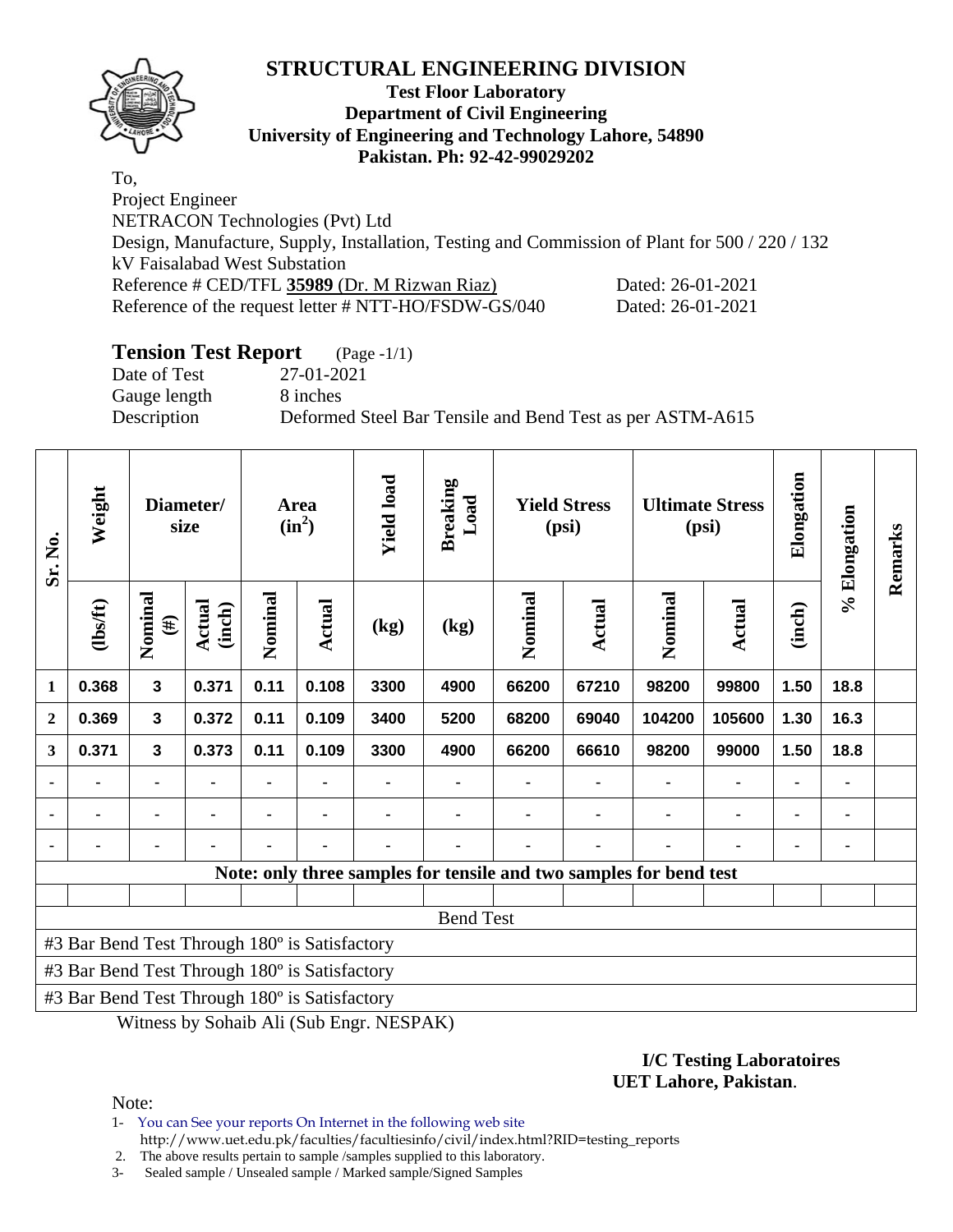# STRUCTURAL ENGINEERING DIVISION

**Test Floor Laboratory**
**Department of Civil Engineering**
**University of Engineering and Technology Lahore, 54890**
**Pakistan. Ph: 92-42-99029202**

To,
Project Engineer
NETRACON Technologies (Pvt) Ltd
Design, Manufacture, Supply, Installation, Testing and Commission of Plant for 500 / 220 / 132 kV Faisalabad West Substation
Reference # CED/TFL **35989** (Dr. M Rizwan Riaz) Dated: 26-01-2021
Reference of the request letter # NTT-HO/FSDW-GS/040 Dated: 26-01-2021

## Tension Test Report (Page -1/1)

Date of Test 27-01-2021
Gauge length 8 inches
Description Deformed Steel Bar Tensile and Bend Test as per ASTM-A615

| Sr. No. | Weight | Diameter/ size | | Area ($in^2$) | | Yield load | Breaking Load | Yield Stress (psi) | | Ultimate Stress (psi) | | Elongation | % Elongation | Remarks |
|---|---|---|---|---|---|---|---|---|---|---|---|---|---|---|
| | (lbs/ft) | Nominal (#) | Actual (inch) | Nominal | Actual | (kg) | (kg) | Nominal | Actual | Nominal | Actual | (inch) | | |
| 1 | 0.368 | 3 | 0.371 | 0.11 | 0.108 | 3300 | 4900 | 66200 | 67210 | 98200 | 99800 | 1.50 | 18.8 | |
| 2 | 0.369 | 3 | 0.372 | 0.11 | 0.109 | 3400 | 5200 | 68200 | 69040 | 104200 | 105600 | 1.30 | 16.3 | |
| 3 | 0.371 | 3 | 0.373 | 0.11 | 0.109 | 3300 | 4900 | 66200 | 66610 | 98200 | 99000 | 1.50 | 18.8 | |
| - | - | - | - | - | - | - | - | - | - | - | - | - | - | |
| - | - | - | - | - | - | - | - | - | - | - | - | - | - | |
| - | - | - | - | - | - | - | - | - | - | - | - | - | - | |

**Note: only three samples for tensile and two samples for bend test**

Bend Test

#3 Bar Bend Test Through 180º is Satisfactory
#3 Bar Bend Test Through 180º is Satisfactory
#3 Bar Bend Test Through 180º is Satisfactory

Witness by Sohaib Ali (Sub Engr. NESPAK)

**I/C Testing Laboratoires**
**UET Lahore, Pakistan**.

Note:
1- You can See your reports On Internet in the following web site
http://www.uet.edu.pk/faculties/facultiesinfo/civil/index.html?RID=testing_reports
2. The above results pertain to sample /samples supplied to this laboratory.
3- Sealed sample / Unsealed sample / Marked sample/Signed Samples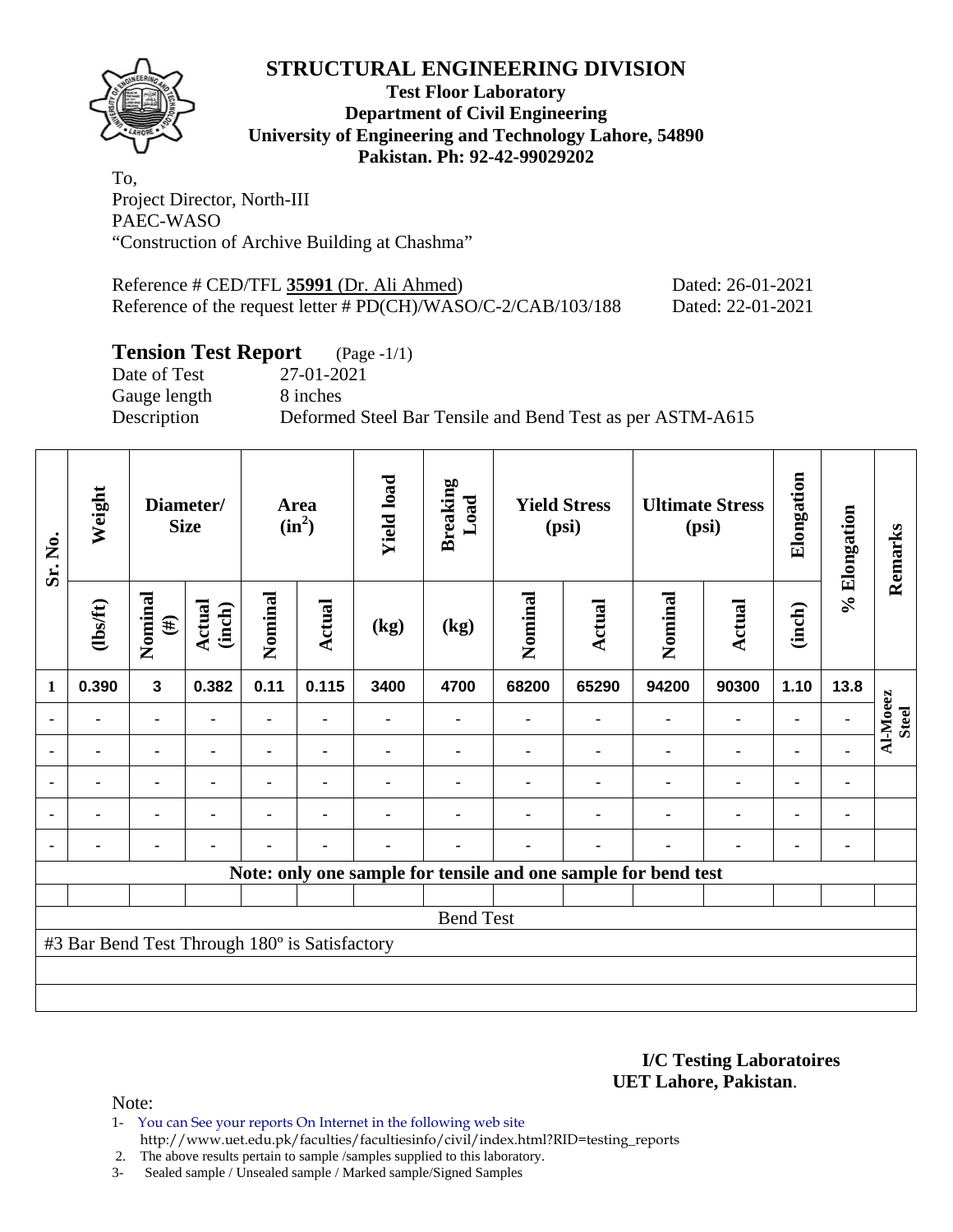# STRUCTURAL ENGINEERING DIVISION

**Test Floor Laboratory**
**Department of Civil Engineering**
**University of Engineering and Technology Lahore, 54890**
**Pakistan. Ph: 92-42-99029202**

To,
Project Director, North-III
PAEC-WASO
"Construction of Archive Building at Chashma"

Reference # CED/TFL **35991** (Dr. Ali Ahmed) Dated: 26-01-2021
Reference of the request letter # PD(CH)/WASO/C-2/CAB/103/188 Dated: 22-01-2021

## Tension Test Report (Page -1/1)

Date of Test 27-01-2021
Gauge length 8 inches
Description Deformed Steel Bar Tensile and Bend Test as per ASTM-A615

| Sr. No. | Weight | Diameter/ Size | | Area ($in^2$) | | Yield load | Breaking Load | Yield Stress (psi) | | Ultimate Stress (psi) | | Elongation | % Elongation | Remarks |
|---|---|---|---|---|---|---|---|---|---|---|---|---|---|---|
| | (lbs/ft) | Nominal (#) | Actual (inch) | Nominal | Actual | (kg) | (kg) | Nominal | Actual | Nominal | Actual | (inch) | | |
| 1 | 0.390 | 3 | 0.382 | 0.11 | 0.115 | 3400 | 4700 | 68200 | 65290 | 94200 | 90300 | 1.10 | 13.8 | Al-Moeez Steel |
| - | - | - | - | - | - | - | - | - | - | - | - | - | - | |
| - | - | - | - | - | - | - | - | - | - | - | - | - | - | |
| - | - | - | - | - | - | - | - | - | - | - | - | - | - | |
| - | - | - | - | - | - | - | - | - | - | - | - | - | - | |
| - | - | - | - | - | - | - | - | - | - | - | - | - | - | |

**Note: only one sample for tensile and one sample for bend test**

Bend Test

#3 Bar Bend Test Through 180º is Satisfactory

**I/C Testing Laboratoires**
**UET Lahore, Pakistan**.

Note:

1- You can See your reports On Internet in the following web site
http://www.uet.edu.pk/faculties/facultiesinfo/civil/index.html?RID=testing_reports
2. The above results pertain to sample /samples supplied to this laboratory.
3- Sealed sample / Unsealed sample / Marked sample/Signed Samples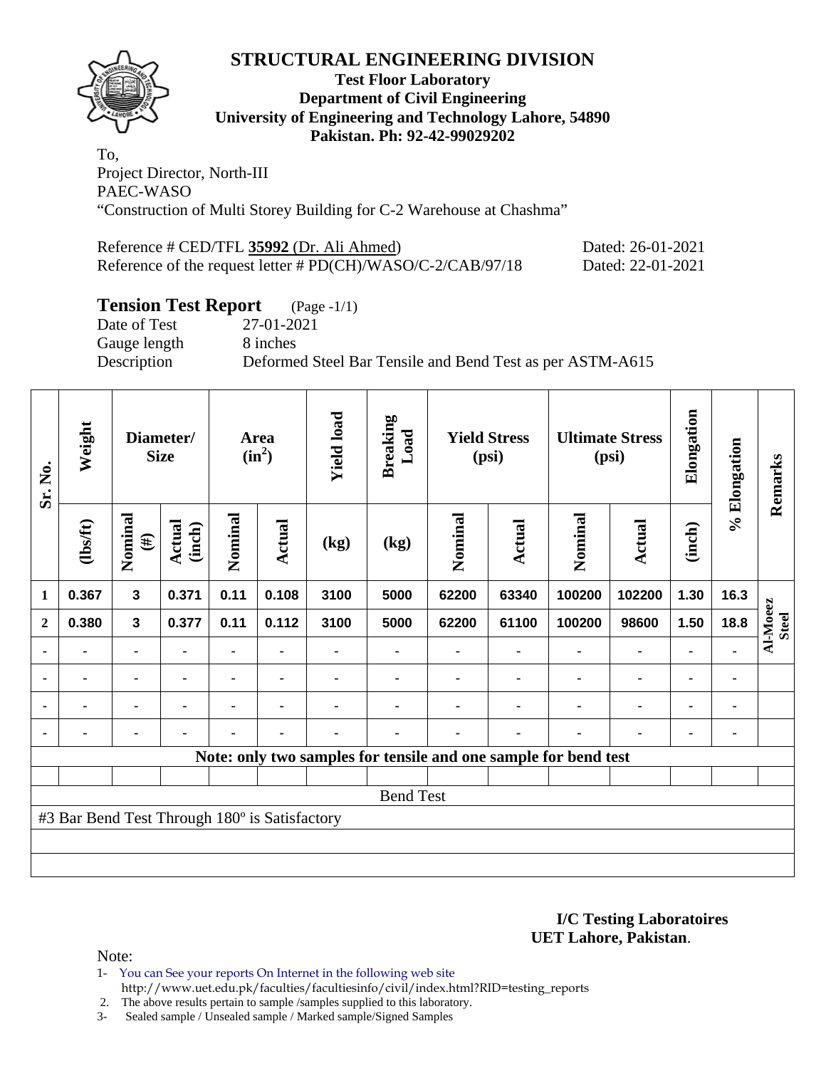# STRUCTURAL ENGINEERING DIVISION

**Test Floor Laboratory**
**Department of Civil Engineering**
**University of Engineering and Technology Lahore, 54890**
**Pakistan. Ph: 92-42-99029202**

To,
Project Director, North-III
PAEC-WASO
"Construction of Multi Storey Building for C-2 Warehouse at Chashma"

Reference # CED/TFL **35992** (Dr. Ali Ahmed) Dated: 26-01-2021
Reference of the request letter # PD(CH)/WASO/C-2/CAB/97/18 Dated: 22-01-2021

## Tension Test Report (Page -1/1)

Date of Test 27-01-2021
Gauge length 8 inches
Description Deformed Steel Bar Tensile and Bend Test as per ASTM-A615

| Sr. No. | Weight | Diameter/ Size | | Area ($in^2$) | | Yield load | Breaking Load | Yield Stress (psi) | | Ultimate Stress (psi) | | Elongation | % Elongation | Remarks |
|---|---|---|---|---|---|---|---|---|---|---|---|---|---|---|
| | (lbs/ft) | Nominal (#) | Actual (inch) | Nominal | Actual | (kg) | (kg) | Nominal | Actual | Nominal | Actual | (inch) | | |
| 1 | 0.367 | 3 | 0.371 | 0.11 | 0.108 | 3100 | 5000 | 62200 | 63340 | 100200 | 102200 | 1.30 | 16.3 | Al-Moeez Steel |
| 2 | 0.380 | 3 | 0.377 | 0.11 | 0.112 | 3100 | 5000 | 62200 | 61100 | 100200 | 98600 | 1.50 | 18.8 | |
| - | - | - | - | - | - | - | - | - | - | - | - | - | - | |
| - | - | - | - | - | - | - | - | - | - | - | - | - | - | |
| - | - | - | - | - | - | - | - | - | - | - | - | - | - | |
| - | - | - | - | - | - | - | - | - | - | - | - | - | - | |
| **Note: only two samples for tensile and one sample for bend test** | | | | | | | | | | | | | | |
| Bend Test | | | | | | | | | | | | | | |
| #3 Bar Bend Test Through 180º is Satisfactory | | | | | | | | | | | | | | |

**I/C Testing Laboratoires**
**UET Lahore, Pakistan**.

Note:
1- You can See your reports On Internet in the following web site
http://www.uet.edu.pk/faculties/facultiesinfo/civil/index.html?RID=testing_reports
2. The above results pertain to sample /samples supplied to this laboratory.
3- Sealed sample / Unsealed sample / Marked sample/Signed Samples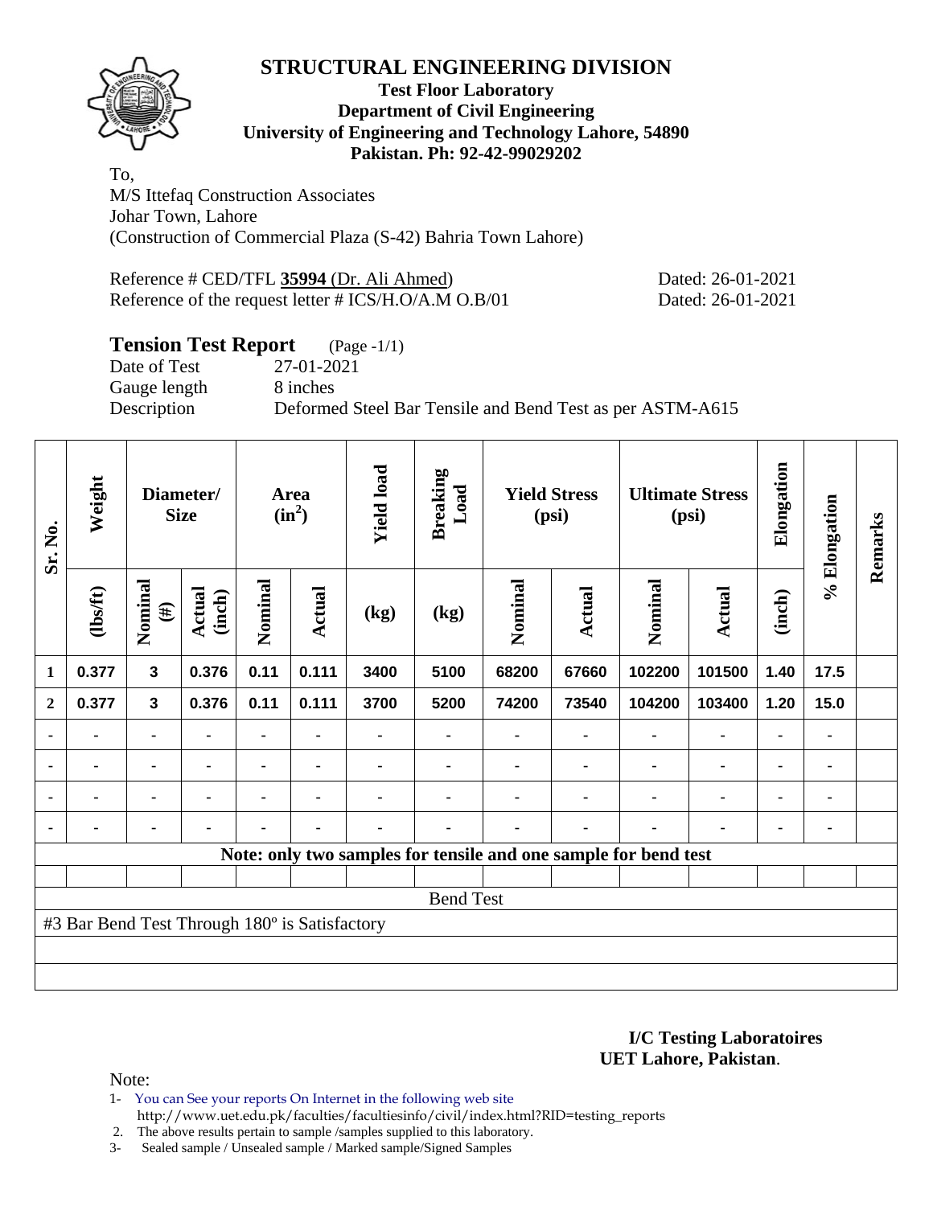# STRUCTURAL ENGINEERING DIVISION

**Test Floor Laboratory**
**Department of Civil Engineering**
**University of Engineering and Technology Lahore, 54890**
**Pakistan. Ph: 92-42-99029202**

To,
M/S Ittefaq Construction Associates
Johar Town, Lahore
(Construction of Commercial Plaza (S-42) Bahria Town Lahore)

Reference # CED/TFL **35994** (Dr. Ali Ahmed) Dated: 26-01-2021
Reference of the request letter # ICS/H.O/A.M O.B/01 Dated: 26-01-2021

## Tension Test Report (Page -1/1)

Date of Test 27-01-2021
Gauge length 8 inches
Description Deformed Steel Bar Tensile and Bend Test as per ASTM-A615

| Sr. No. | Weight | Diameter/ Size | | Area ($in^2$) | | Yield load | Breaking Load | Yield Stress (psi) | | Ultimate Stress (psi) | | Elongation | % Elongation | Remarks |
|---|---|---|---|---|---|---|---|---|---|---|---|---|---|---|
| | (lbs/ft) | Nominal (#) | Actual (inch) | Nominal | Actual | (kg) | (kg) | Nominal | Actual | Nominal | Actual | (inch) | | |
| 1 | 0.377 | 3 | 0.376 | 0.11 | 0.111 | 3400 | 5100 | 68200 | 67660 | 102200 | 101500 | 1.40 | 17.5 | |
| 2 | 0.377 | 3 | 0.376 | 0.11 | 0.111 | 3700 | 5200 | 74200 | 73540 | 104200 | 103400 | 1.20 | 15.0 | |
| - | - | - | - | - | - | - | - | - | - | - | - | - | - | |
| - | - | - | - | - | - | - | - | - | - | - | - | - | - | |
| - | - | - | - | - | - | - | - | - | - | - | - | - | - | |
| - | - | - | - | - | - | - | - | - | - | - | - | - | - | |

**Note: only two samples for tensile and one sample for bend test**

Bend Test

#3 Bar Bend Test Through 180º is Satisfactory

**I/C Testing Laboratoires**
**UET Lahore, Pakistan**.

Note:
1- You can See your reports On Internet in the following web site
http://www.uet.edu.pk/faculties/facultiesinfo/civil/index.html?RID=testing_reports
2. The above results pertain to sample /samples supplied to this laboratory.
3- Sealed sample / Unsealed sample / Marked sample/Signed Samples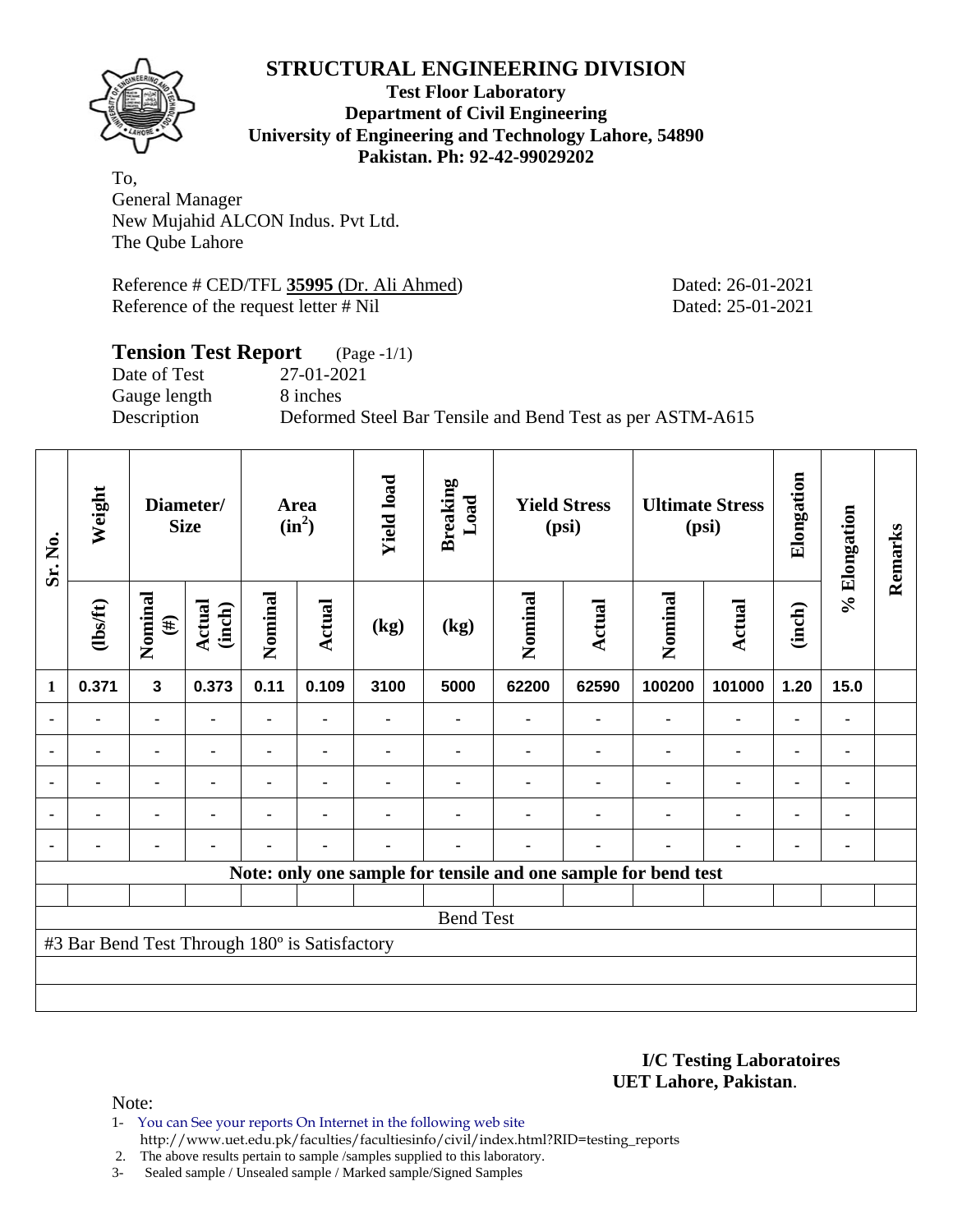# STRUCTURAL ENGINEERING DIVISION

**Test Floor Laboratory**
**Department of Civil Engineering**
**University of Engineering and Technology Lahore, 54890**
**Pakistan. Ph: 92-42-99029202**

To,
General Manager
New Mujahid ALCON Indus. Pvt Ltd.
The Qube Lahore

Reference # CED/TFL **35995** (Dr. Ali Ahmed) Dated: 26-01-2021
Reference of the request letter # Nil Dated: 25-01-2021

## Tension Test Report (Page -1/1)

Date of Test 27-01-2021
Gauge length 8 inches
Description Deformed Steel Bar Tensile and Bend Test as per ASTM-A615

| Sr. No. | Weight | Diameter/ Size | | Area ($in^2$) | | Yield load | Breaking Load | Yield Stress (psi) | | Ultimate Stress (psi) | | Elongation | % Elongation | Remarks |
|---|---|---|---|---|---|---|---|---|---|---|---|---|---|---|
| | (lbs/ft) | Nominal (#) | Actual (inch) | Nominal | Actual | (kg) | (kg) | Nominal | Actual | Nominal | Actual | (inch) | | |
| 1 | 0.371 | 3 | 0.373 | 0.11 | 0.109 | 3100 | 5000 | 62200 | 62590 | 100200 | 101000 | 1.20 | 15.0 | |
| - | - | - | - | - | - | - | - | - | - | - | - | - | - | |
| - | - | - | - | - | - | - | - | - | - | - | - | - | - | |
| - | - | - | - | - | - | - | - | - | - | - | - | - | - | |
| - | - | - | - | - | - | - | - | - | - | - | - | - | - | |
| - | - | - | - | - | - | - | - | - | - | - | - | - | - | |

**Note: only one sample for tensile and one sample for bend test**

Bend Test

#3 Bar Bend Test Through 180º is Satisfactory

**I/C Testing Laboratoires**
**UET Lahore, Pakistan**.

Note:

1- You can See your reports On Internet in the following web site
http://www.uet.edu.pk/faculties/facultiesinfo/civil/index.html?RID=testing_reports
2. The above results pertain to sample /samples supplied to this laboratory.
3- Sealed sample / Unsealed sample / Marked sample/Signed Samples